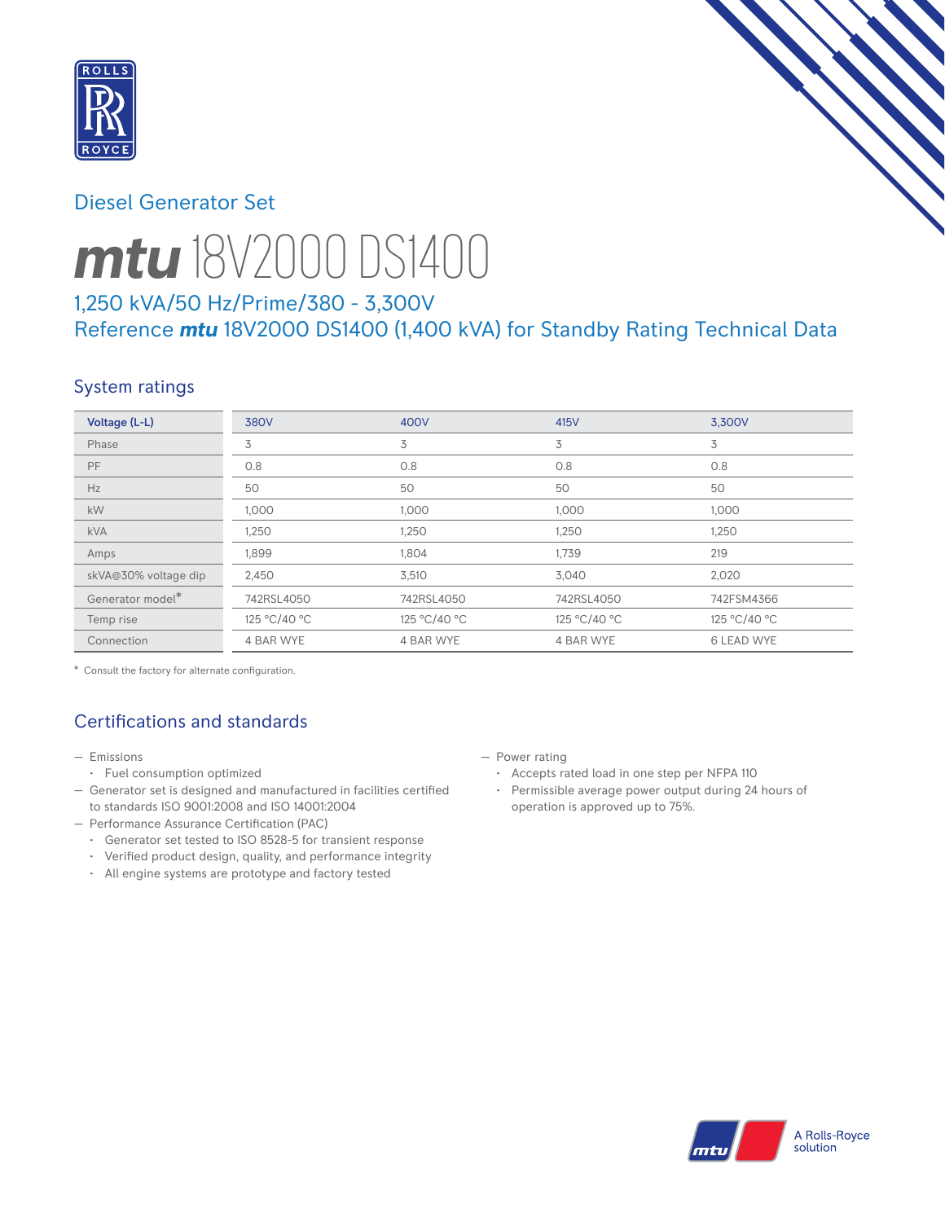## Diesel Generator Set

# *mtu* 18V2000 DS1400

### 1,250 kVA/50 Hz/Prime/380 - 3,300V
### Reference *mtu* 18V2000 DS1400 (1,400 kVA) for Standby Rating Technical Data

## System ratings

| Voltage (L-L) | 380V | 400V | 415V | 3,300V |
|---|---|---|---|---|
| Phase | 3 | 3 | 3 | 3 |
| PF | 0.8 | 0.8 | 0.8 | 0.8 |
| Hz | 50 | 50 | 50 | 50 |
| kW | 1,000 | 1,000 | 1,000 | 1,000 |
| kVA | 1,250 | 1,250 | 1,250 | 1,250 |
| Amps | 1,899 | 1,804 | 1,739 | 219 |
| skVA@30% voltage dip | 2,450 | 3,510 | 3,040 | 2,020 |
| Generator model* | 742RSL4050 | 742RSL4050 | 742RSL4050 | 742FSM4366 |
| Temp rise | 125 °C/40 °C | 125 °C/40 °C | 125 °C/40 °C | 125 °C/40 °C |
| Connection | 4 BAR WYE | 4 BAR WYE | 4 BAR WYE | 6 LEAD WYE |

\* Consult the factory for alternate configuration.

## Certifications and standards

- Emissions
  - Fuel consumption optimized
- Generator set is designed and manufactured in facilities certified to standards ISO 9001:2008 and ISO 14001:2004
- Performance Assurance Certification (PAC)
  - Generator set tested to ISO 8528-5 for transient response
  - Verified product design, quality, and performance integrity
  - All engine systems are prototype and factory tested
- Power rating
  - Accepts rated load in one step per NFPA 110
  - Permissible average power output during 24 hours of operation is approved up to 75%.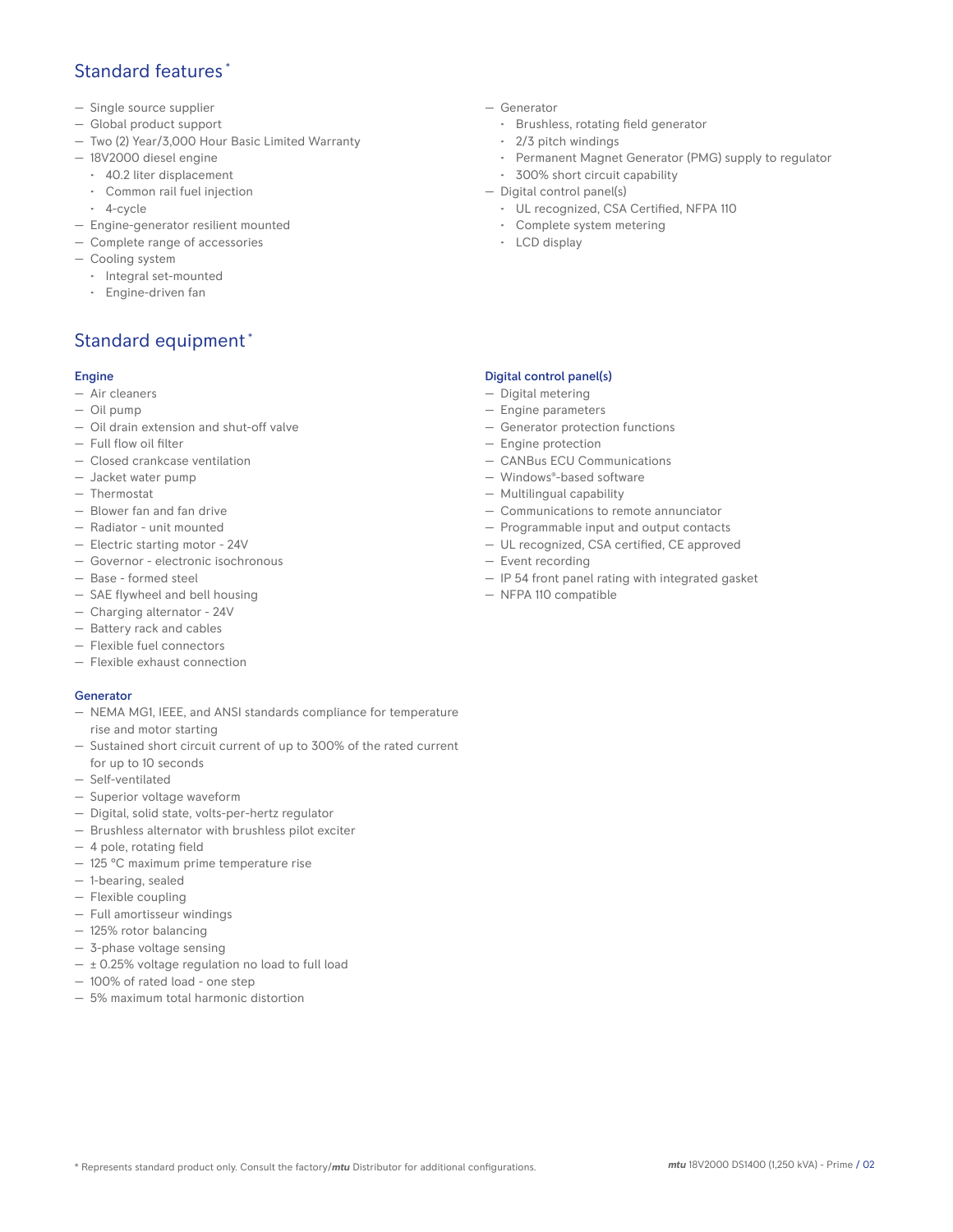## Standard features *

- Single source supplier
- Global product support
- Two (2) Year/3,000 Hour Basic Limited Warranty
- 18V2000 diesel engine
  - 40.2 liter displacement
  - Common rail fuel injection
  - 4-cycle
- Engine-generator resilient mounted
- Complete range of accessories
- Cooling system
  - Integral set-mounted
  - Engine-driven fan
- Generator
  - Brushless, rotating field generator
  - 2/3 pitch windings
  - Permanent Magnet Generator (PMG) supply to regulator
  - 300% short circuit capability
- Digital control panel(s)
  - UL recognized, CSA Certified, NFPA 110
  - Complete system metering
  - LCD display

## Standard equipment *

### Engine

- Air cleaners
- Oil pump
- Oil drain extension and shut-off valve
- Full flow oil filter
- Closed crankcase ventilation
- Jacket water pump
- Thermostat
- Blower fan and fan drive
- Radiator - unit mounted
- Electric starting motor - 24V
- Governor - electronic isochronous
- Base - formed steel
- SAE flywheel and bell housing
- Charging alternator - 24V
- Battery rack and cables
- Flexible fuel connectors
- Flexible exhaust connection

### Generator

- NEMA MG1, IEEE, and ANSI standards compliance for temperature rise and motor starting
- Sustained short circuit current of up to 300% of the rated current for up to 10 seconds
- Self-ventilated
- Superior voltage waveform
- Digital, solid state, volts-per-hertz regulator
- Brushless alternator with brushless pilot exciter
- 4 pole, rotating field
- 125 °C maximum prime temperature rise
- 1-bearing, sealed
- Flexible coupling
- Full amortisseur windings
- 125% rotor balancing
- 3-phase voltage sensing
- ± 0.25% voltage regulation no load to full load
- 100% of rated load - one step
- 5% maximum total harmonic distortion

### Digital control panel(s)

- Digital metering
- Engine parameters
- Generator protection functions
- Engine protection
- CANBus ECU Communications
- Windows®-based software
- Multilingual capability
- Communications to remote annunciator
- Programmable input and output contacts
- UL recognized, CSA certified, CE approved
- Event recording
- IP 54 front panel rating with integrated gasket
- NFPA 110 compatible

* Represents standard product only. Consult the factory/*mtu* Distributor for additional configurations.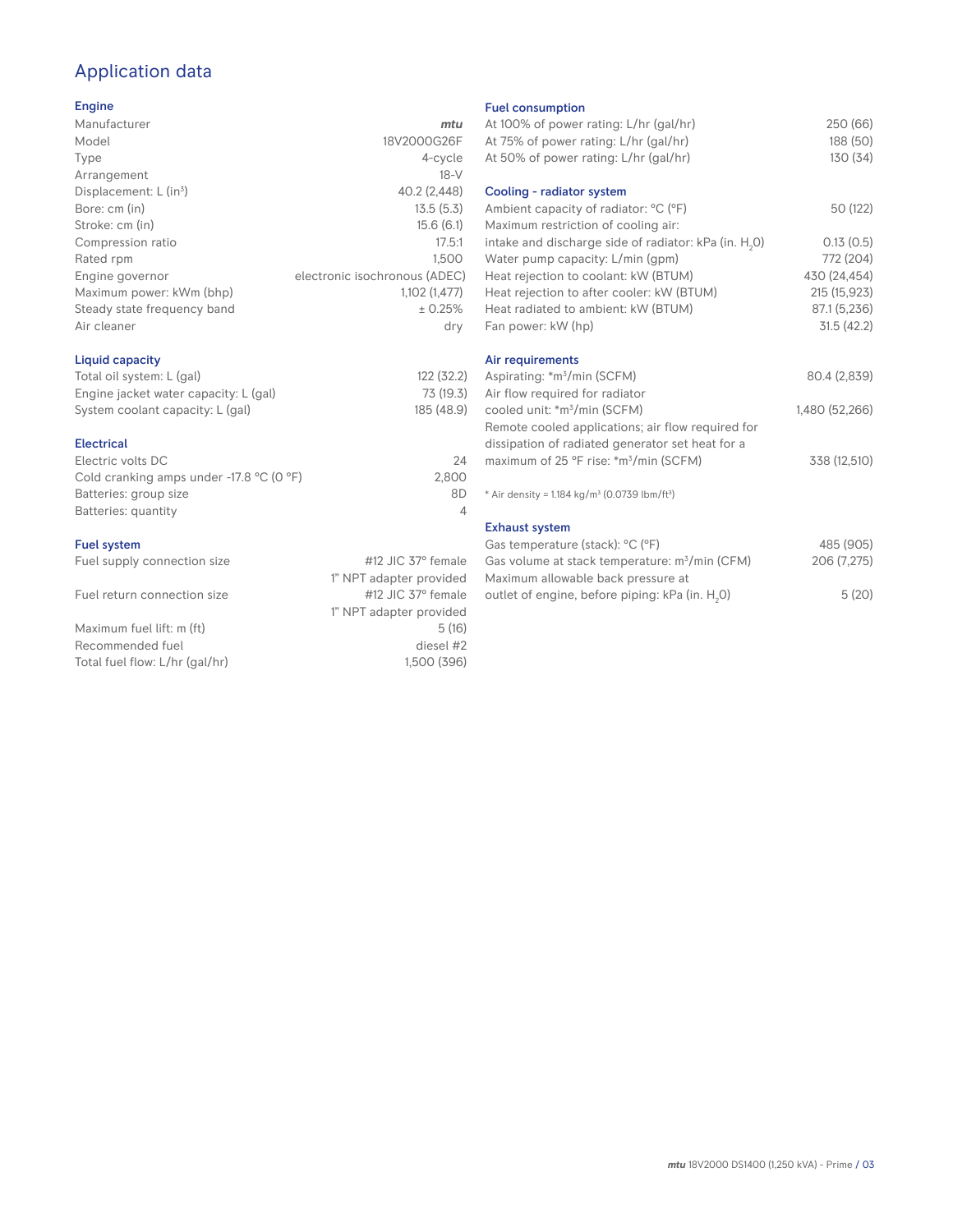# Application data

## Engine

| | |
|---|---|
| Manufacturer | *mtu* |
| Model | 18V2000G26F |
| Type | 4-cycle |
| Arrangement | 18-V |
| Displacement: L ($in^3$) | 40.2 (2,448) |
| Bore: cm (in) | 13.5 (5.3) |
| Stroke: cm (in) | 15.6 (6.1) |
| Compression ratio | 17.5:1 |
| Rated rpm | 1,500 |
| Engine governor | electronic isochronous (ADEC) |
| Maximum power: kWm (bhp) | 1,102 (1,477) |
| Steady state frequency band | ± 0.25% |
| Air cleaner | dry |

## Liquid capacity

| | |
|---|---|
| Total oil system: L (gal) | 122 (32.2) |
| Engine jacket water capacity: L (gal) | 73 (19.3) |
| System coolant capacity: L (gal) | 185 (48.9) |

## Electrical

| | |
|---|---|
| Electric volts DC | 24 |
| Cold cranking amps under -17.8 °C (0 °F) | 2,800 |
| Batteries: group size | 8D |
| Batteries: quantity | 4 |

## Fuel system

| | |
|---|---|
| Fuel supply connection size | #12 JIC 37° female<br>1" NPT adapter provided |
| Fuel return connection size | #12 JIC 37° female<br>1" NPT adapter provided |
| Maximum fuel lift: m (ft) | 5 (16) |
| Recommended fuel | diesel #2 |
| Total fuel flow: L/hr (gal/hr) | 1,500 (396) |

## Fuel consumption

| | |
|---|---|
| At 100% of power rating: L/hr (gal/hr) | 250 (66) |
| At 75% of power rating: L/hr (gal/hr) | 188 (50) |
| At 50% of power rating: L/hr (gal/hr) | 130 (34) |

## Cooling - radiator system

| | |
|---|---|
| Ambient capacity of radiator: °C (°F) | 50 (122) |
| Maximum restriction of cooling air: intake and discharge side of radiator: kPa (in. $H_2O$) | 0.13 (0.5) |
| Water pump capacity: L/min (gpm) | 772 (204) |
| Heat rejection to coolant: kW (BTUM) | 430 (24,454) |
| Heat rejection to after cooler: kW (BTUM) | 215 (15,923) |
| Heat radiated to ambient: kW (BTUM) | 87.1 (5,236) |
| Fan power: kW (hp) | 31.5 (42.2) |

## Air requirements

| | |
|---|---|
| Aspirating: *$m^3$/min (SCFM) | 80.4 (2,839) |
| Air flow required for radiator cooled unit: *$m^3$/min (SCFM) | 1,480 (52,266) |
| Remote cooled applications; air flow required for dissipation of radiated generator set heat for a maximum of 25 °F rise: *$m^3$/min (SCFM) | 338 (12,510) |

* Air density = 1.184 kg/$m^3$ (0.0739 lbm/$ft^3$)

## Exhaust system

| | |
|---|---|
| Gas temperature (stack): °C (°F) | 485 (905) |
| Gas volume at stack temperature: $m^3$/min (CFM) | 206 (7,275) |
| Maximum allowable back pressure at outlet of engine, before piping: kPa (in. $H_2O$) | 5 (20) |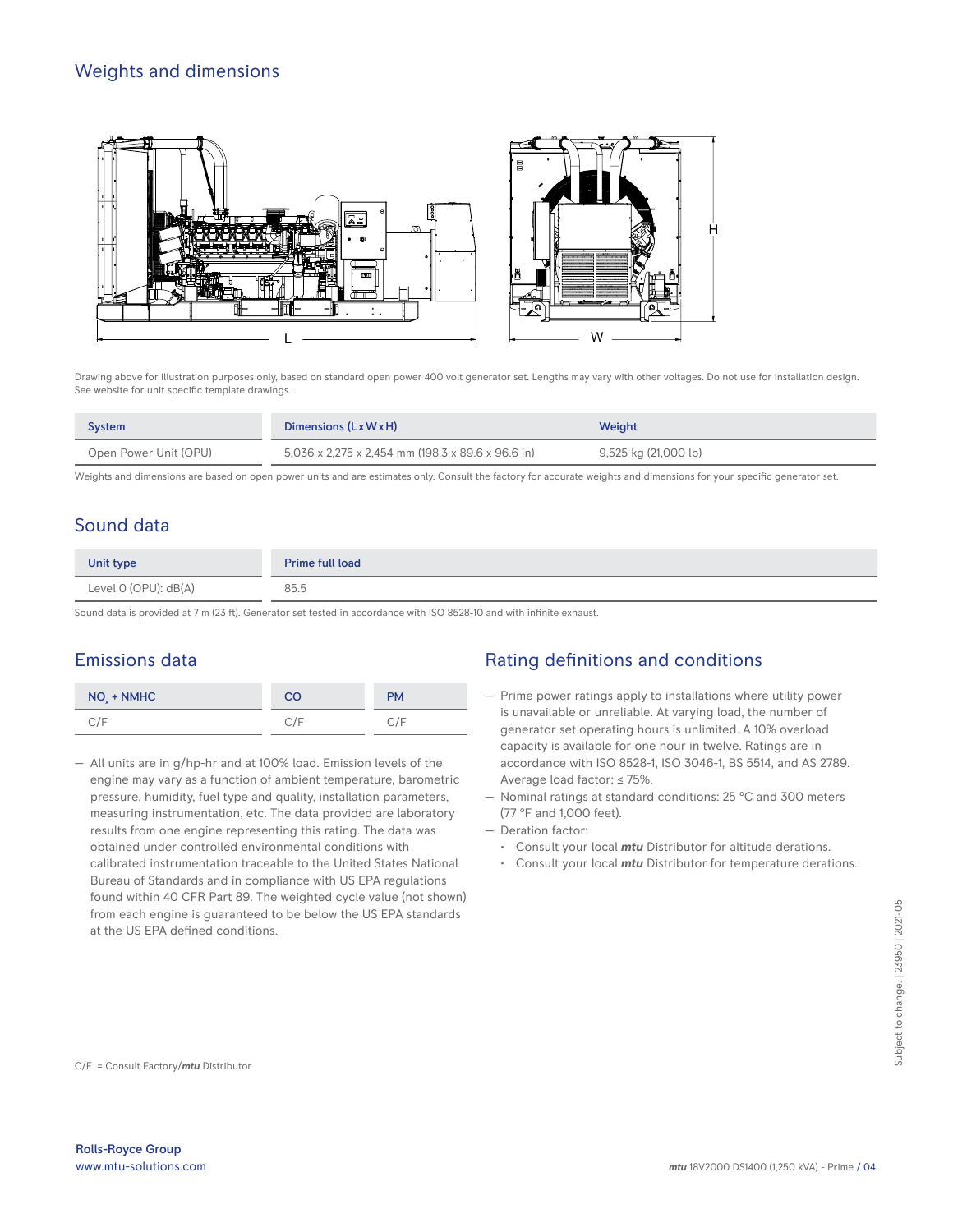## Weights and dimensions

L

W

H

Drawing above for illustration purposes only, based on standard open power 400 volt generator set. Lengths may vary with other voltages. Do not use for installation design. See website for unit specific template drawings.

| System | Dimensions (L x W x H) | Weight |
|---|---|---|
| Open Power Unit (OPU) | 5,036 x 2,275 x 2,454 mm (198.3 x 89.6 x 96.6 in) | 9,525 kg (21,000 lb) |

Weights and dimensions are based on open power units and are estimates only. Consult the factory for accurate weights and dimensions for your specific generator set.

## Sound data

| Unit type | Prime full load |
|---|---|
| Level 0 (OPU): dB(A) | 85.5 |

Sound data is provided at 7 m (23 ft). Generator set tested in accordance with ISO 8528-10 and with infinite exhaust.

## Emissions data

| $NO_x$ + NMHC | CO | PM |
|---|---|---|
| C/F | C/F | C/F |

— All units are in g/hp-hr and at 100% load. Emission levels of the engine may vary as a function of ambient temperature, barometric pressure, humidity, fuel type and quality, installation parameters, measuring instrumentation, etc. The data provided are laboratory results from one engine representing this rating. The data was obtained under controlled environmental conditions with calibrated instrumentation traceable to the United States National Bureau of Standards and in compliance with US EPA regulations found within 40 CFR Part 89. The weighted cycle value (not shown) from each engine is guaranteed to be below the US EPA standards at the US EPA defined conditions.

C/F = Consult Factory/***mtu*** Distributor

## Rating definitions and conditions

— Prime power ratings apply to installations where utility power is unavailable or unreliable. At varying load, the number of generator set operating hours is unlimited. A 10% overload capacity is available for one hour in twelve. Ratings are in accordance with ISO 8528-1, ISO 3046-1, BS 5514, and AS 2789. Average load factor: ≤ 75%.

— Nominal ratings at standard conditions: 25 °C and 300 meters (77 °F and 1,000 feet).

— Deration factor:
  - Consult your local ***mtu*** Distributor for altitude derations.
  - Consult your local ***mtu*** Distributor for temperature derations..

Subject to change. | 23950 | 2021-05

Rolls-Royce Group
www.mtu-solutions.com